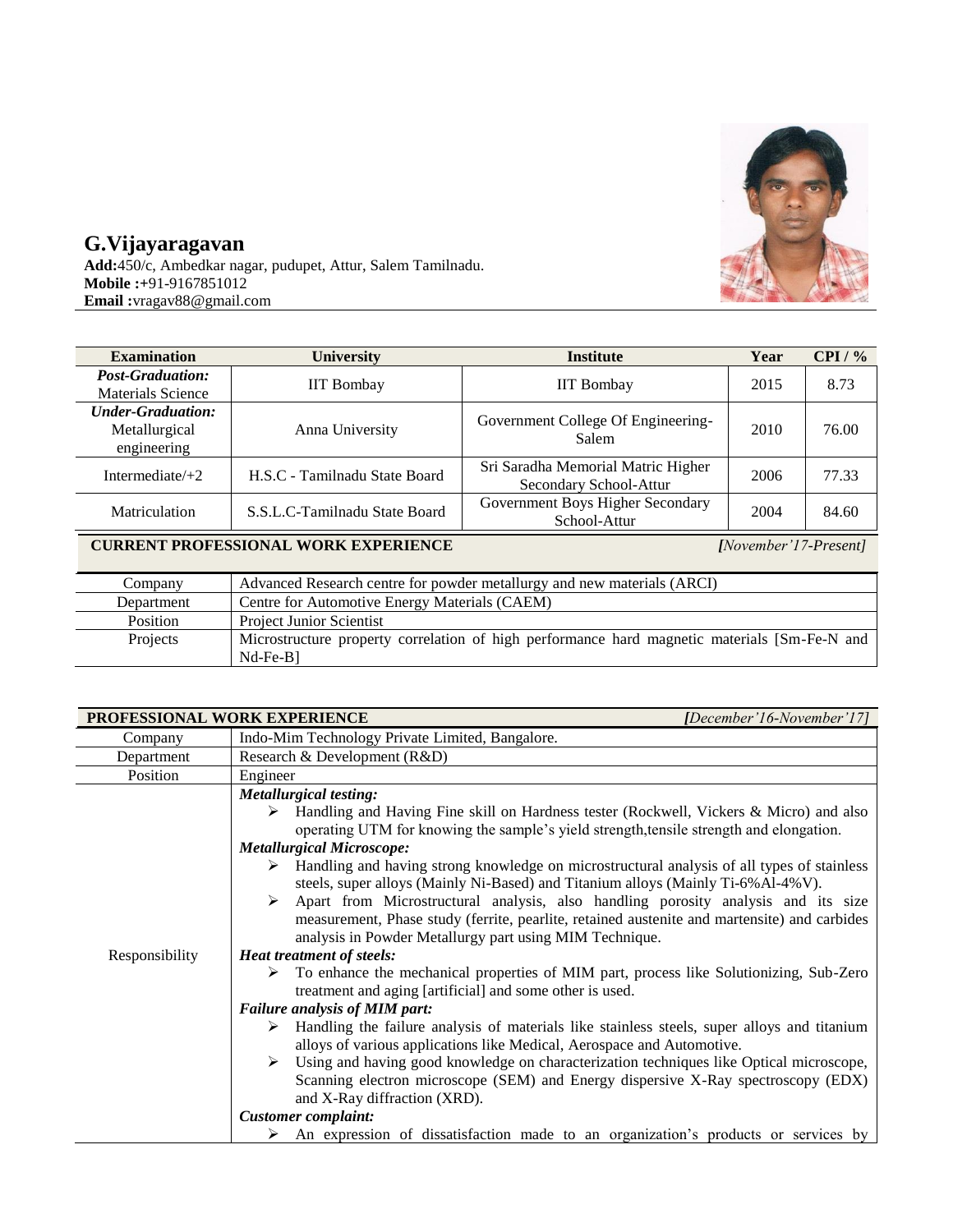# G.Vijayaragavan

**Add:**450/c, Ambedkar nagar, pudupet, Attur, Salem Tamilnadu.
**Mobile :**+91-9167851012
**Email :**vragav88@gmail.com

| Examination | University | Institute | Year | CPI / % |
|---|---|---|---|---|
| ***Post-Graduation:*** Materials Science | IIT Bombay | IIT Bombay | 2015 | 8.73 |
| ***Under-Graduation:*** Metallurgical engineering | Anna University | Government College Of Engineering-Salem | 2010 | 76.00 |
| Intermediate/+2 | H.S.C - Tamilnadu State Board | Sri Saradha Memorial Matric Higher Secondary School-Attur | 2006 | 77.33 |
| Matriculation | S.S.L.C-Tamilnadu State Board | Government Boys Higher Secondary School-Attur | 2004 | 84.60 |

## CURRENT PROFESSIONAL WORK EXPERIENCE *[November'17-Present]*

| | |
|---|---|
| Company | Advanced Research centre for powder metallurgy and new materials (ARCI) |
| Department | Centre for Automotive Energy Materials (CAEM) |
| Position | Project Junior Scientist |
| Projects | Microstructure property correlation of high performance hard magnetic materials [Sm-Fe-N and Nd-Fe-B] |

## PROFESSIONAL WORK EXPERIENCE *[December'16-November'17]*

| | |
|---|---|
| Company | Indo-Mim Technology Private Limited, Bangalore. |
| Department | Research & Development (R&D) |
| Position | Engineer |
| Responsibility | ***Metallurgical testing:*** ➢ Handling and Having Fine skill on Hardness tester (Rockwell, Vickers & Micro) and also operating UTM for knowing the sample's yield strength,tensile strength and elongation. ***Metallurgical Microscope:*** ➢ Handling and having strong knowledge on microstructural analysis of all types of stainless steels, super alloys (Mainly Ni-Based) and Titanium alloys (Mainly Ti-6%Al-4%V). ➢ Apart from Microstructural analysis, also handling porosity analysis and its size measurement, Phase study (ferrite, pearlite, retained austenite and martensite) and carbides analysis in Powder Metallurgy part using MIM Technique. ***Heat treatment of steels:*** ➢ To enhance the mechanical properties of MIM part, process like Solutionizing, Sub-Zero treatment and aging [artificial] and some other is used. ***Failure analysis of MIM part:*** ➢ Handling the failure analysis of materials like stainless steels, super alloys and titanium alloys of various applications like Medical, Aerospace and Automotive. ➢ Using and having good knowledge on characterization techniques like Optical microscope, Scanning electron microscope (SEM) and Energy dispersive X-Ray spectroscopy (EDX) and X-Ray diffraction (XRD). ***Customer complaint:*** ➢ An expression of dissatisfaction made to an organization's products or services by |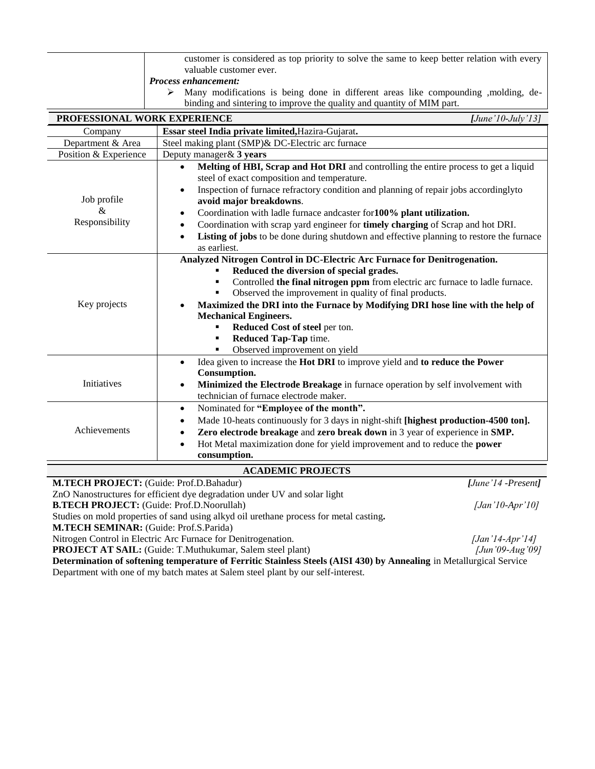| | |
|---|---|
| | customer is considered as top priority to solve the same to keep better relation with every valuable customer ever.<br>***Process enhancement:***<br>➢ Many modifications is being done in different areas like compounding ,molding, de-binding and sintering to improve the quality and quantity of MIM part. |

## PROFESSIONAL WORK EXPERIENCE *[June'10-July'13]*

| | |
|---|---|
| Company | **Essar steel India private limited,**Hazira-Gujarat**.** |
| Department & Area | Steel making plant (SMP)& DC-Electric arc furnace |
| Position & Experience | Deputy manager& **3 years** |
| Job profile & Responsibility | • **Melting of HBI, Scrap and Hot DRI** and controlling the entire process to get a liquid steel of exact composition and temperature.<br>• Inspection of furnace refractory condition and planning of repair jobs accordinglyto **avoid major breakdowns**.<br>• Coordination with ladle furnace andcaster for**100% plant utilization.**<br>• Coordination with scrap yard engineer for **timely charging** of Scrap and hot DRI.<br>• **Listing of jobs** to be done during shutdown and effective planning to restore the furnace as earliest. |
| Key projects | **Analyzed Nitrogen Control in DC-Electric Arc Furnace for Denitrogenation.**<br>▪ **Reduced the diversion of special grades.**<br>▪ Controlled **the final nitrogen ppm** from electric arc furnace to ladle furnace.<br>▪ Observed the improvement in quality of final products.<br>• **Maximized the DRI into the Furnace by Modifying DRI hose line with the help of Mechanical Engineers.**<br>▪ **Reduced Cost of steel** per ton.<br>▪ **Reduced Tap-Tap** time.<br>▪ Observed improvement on yield |
| Initiatives | • Idea given to increase the **Hot DRI** to improve yield and **to reduce the Power Consumption.**<br>• **Minimized the Electrode Breakage** in furnace operation by self involvement with technician of furnace electrode maker. |
| Achievements | • Nominated for **"Employee of the month".**<br>• Made 10-heats continuously for 3 days in night-shift **[highest production-4500 ton].**<br>• **Zero electrode breakage** and **zero break down** in 3 year of experience in **SMP.**<br>• Hot Metal maximization done for yield improvement and to reduce the **power consumption.** |

## ACADEMIC PROJECTS

**M.TECH PROJECT:** (Guide: Prof.D.Bahadur) ***[June'14 -Present]***
ZnO Nanostructures for efficient dye degradation under UV and solar light

**B.TECH PROJECT:** (Guide: Prof.D.Noorullah) *[Jan'10-Apr'10]*
Studies on mold properties of sand using alkyd oil urethane process for metal casting**.**

**M.TECH SEMINAR:** (Guide: Prof.S.Parida)
Nitrogen Control in Electric Arc Furnace for Denitrogenation. *[Jan'14-Apr'14]*

**PROJECT AT SAIL:** (Guide: T.Muthukumar, Salem steel plant) *[Jun'09-Aug'09]*
**Determination of softening temperature of Ferritic Stainless Steels (AISI 430) by Annealing** in Metallurgical Service Department with one of my batch mates at Salem steel plant by our self-interest.